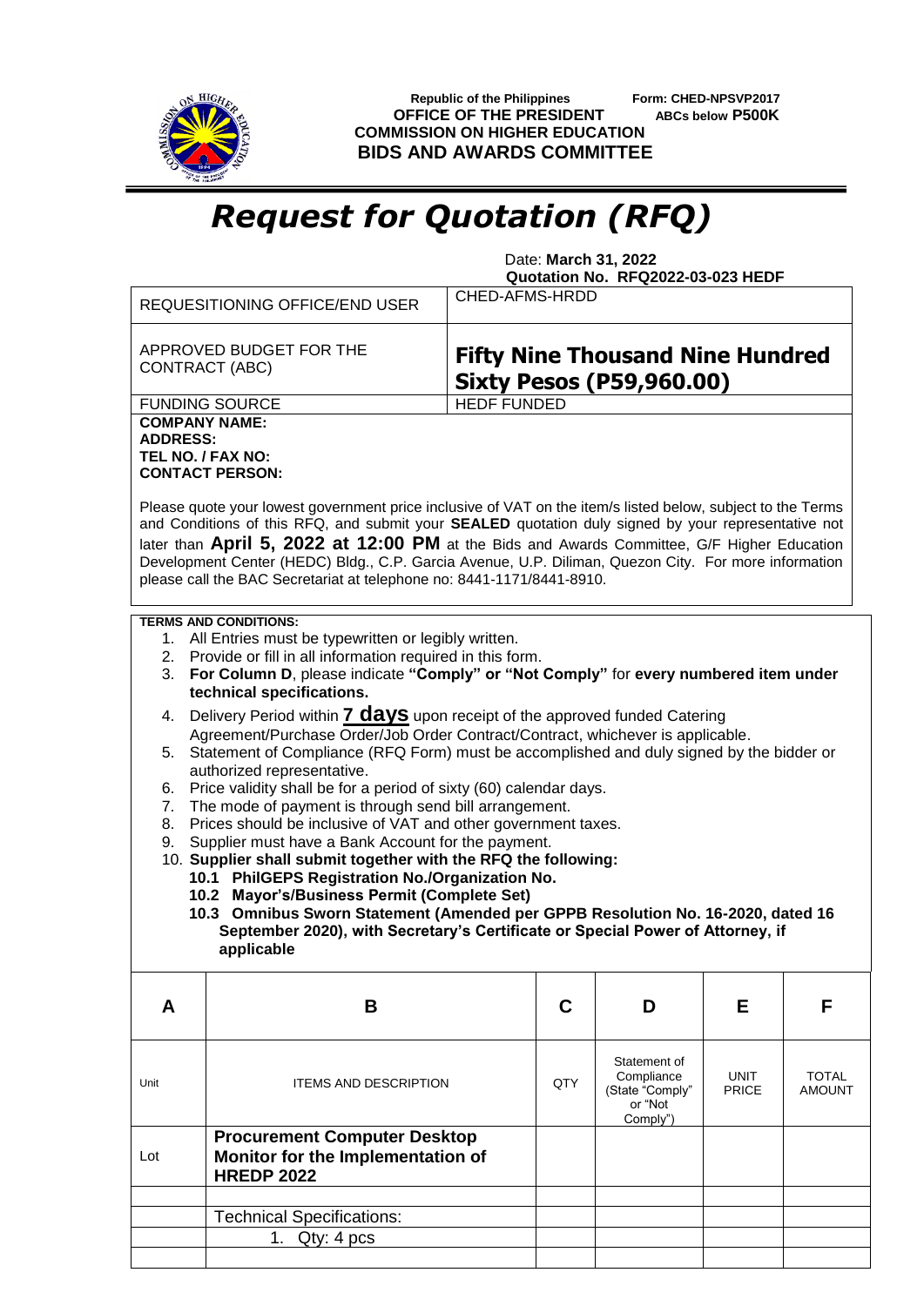Republic of the Philippines
**OFFICE OF THE PRESIDENT**
**COMMISSION ON HIGHER EDUCATION**
**BIDS AND AWARDS COMMITTEE**

Form: CHED-NPSVP2017
**ABCs below P500K**

# *Request for Quotation (RFQ)*

Date: **March 31, 2022**
**Quotation No. RFQ2022-03-023 HEDF**

| | |
|---|---|
| REQUESITIONING OFFICE/END USER | CHED-AFMS-HRDD |
| APPROVED BUDGET FOR THE CONTRACT (ABC) | **Fifty Nine Thousand Nine Hundred Sixty Pesos (P59,960.00)** |
| FUNDING SOURCE | HEDF FUNDED |

**COMPANY NAME:**
**ADDRESS:**
**TEL NO. / FAX NO:**
**CONTACT PERSON:**

Please quote your lowest government price inclusive of VAT on the item/s listed below, subject to the Terms and Conditions of this RFQ, and submit your **SEALED** quotation duly signed by your representative not later than **April 5, 2022 at 12:00 PM** at the Bids and Awards Committee, G/F Higher Education Development Center (HEDC) Bldg., C.P. Garcia Avenue, U.P. Diliman, Quezon City. For more information please call the BAC Secretariat at telephone no: 8441-1171/8441-8910.

**TERMS AND CONDITIONS:**

1. All Entries must be typewritten or legibly written.
2. Provide or fill in all information required in this form.
3. **For Column D**, please indicate **"Comply" or "Not Comply"** for **every numbered item under technical specifications.**
4. Delivery Period within **7 days** upon receipt of the approved funded Catering Agreement/Purchase Order/Job Order Contract/Contract, whichever is applicable.
5. Statement of Compliance (RFQ Form) must be accomplished and duly signed by the bidder or authorized representative.
6. Price validity shall be for a period of sixty (60) calendar days.
7. The mode of payment is through send bill arrangement.
8. Prices should be inclusive of VAT and other government taxes.
9. Supplier must have a Bank Account for the payment.
10. **Supplier shall submit together with the RFQ the following:**
    - **10.1 PhilGEPS Registration No./Organization No.**
    - **10.2 Mayor's/Business Permit (Complete Set)**
    - **10.3 Omnibus Sworn Statement (Amended per GPPB Resolution No. 16-2020, dated 16 September 2020), with Secretary's Certificate or Special Power of Attorney, if applicable**

| A | B | C | D | E | F |
|---|---|---|---|---|---|
| Unit | ITEMS AND DESCRIPTION | QTY | Statement of Compliance (State "Comply" or "Not Comply") | UNIT PRICE | TOTAL AMOUNT |
| Lot | **Procurement Computer Desktop Monitor for the Implementation of HREDP 2022** | | | | |
| | | | | | |
| | Technical Specifications: | | | | |
| | 1. Qty: 4 pcs | | | | |
| | | | | | |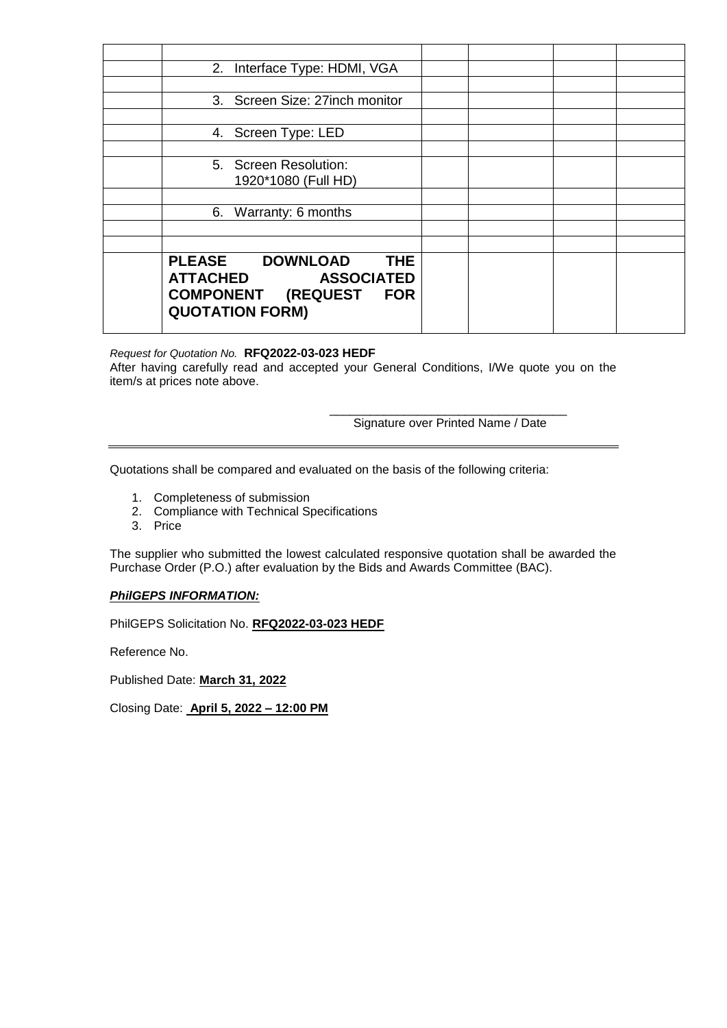| | | | | | |
|---|---|---|---|---|---|
| | | | | | |
| | 2. Interface Type: HDMI, VGA | | | | |
| | | | | | |
| | 3. Screen Size: 27inch monitor | | | | |
| | | | | | |
| | 4. Screen Type: LED | | | | |
| | | | | | |
| | 5. Screen Resolution: 1920*1080 (Full HD) | | | | |
| | | | | | |
| | 6. Warranty: 6 months | | | | |
| | | | | | |
| | | | | | |
| | **PLEASE DOWNLOAD THE ATTACHED ASSOCIATED COMPONENT (REQUEST FOR QUOTATION FORM)** | | | | |

*Request for Quotation No.* **RFQ2022-03-023 HEDF**

After having carefully read and accepted your General Conditions, I/We quote you on the item/s at prices note above.

\_\_\_\_\_\_\_\_\_\_\_\_\_\_\_\_\_\_\_\_\_\_\_\_\_\_\_\_\_\_\_\_\_\_\_
Signature over Printed Name / Date

---

Quotations shall be compared and evaluated on the basis of the following criteria:

1. Completeness of submission
2. Compliance with Technical Specifications
3. Price

The supplier who submitted the lowest calculated responsive quotation shall be awarded the Purchase Order (P.O.) after evaluation by the Bids and Awards Committee (BAC).

***PhilGEPS INFORMATION:***

PhilGEPS Solicitation No. **RFQ2022-03-023 HEDF**

Reference No.

Published Date: **March 31, 2022**

Closing Date: **April 5, 2022 – 12:00 PM**